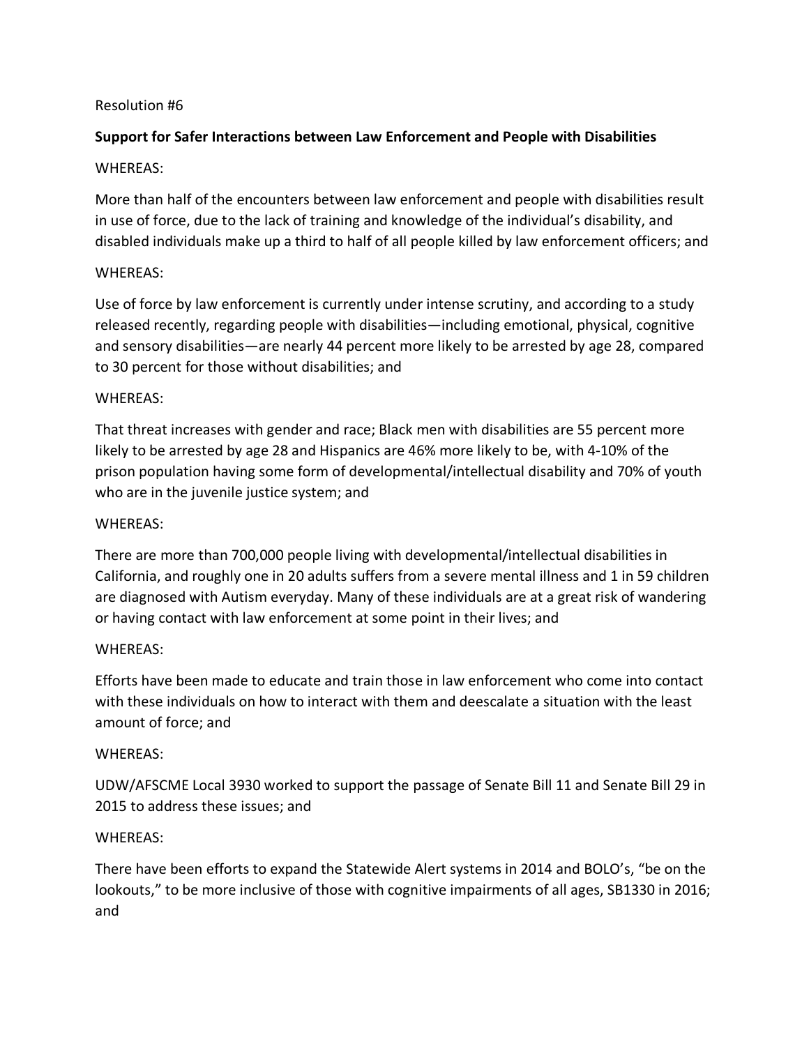Resolution #6

**Support for Safer Interactions between Law Enforcement and People with Disabilities**

WHEREAS:

More than half of the encounters between law enforcement and people with disabilities result in use of force, due to the lack of training and knowledge of the individual's disability, and disabled individuals make up a third to half of all people killed by law enforcement officers; and

WHEREAS:

Use of force by law enforcement is currently under intense scrutiny, and according to a study released recently, regarding people with disabilities—including emotional, physical, cognitive and sensory disabilities—are nearly 44 percent more likely to be arrested by age 28, compared to 30 percent for those without disabilities; and

WHEREAS:

That threat increases with gender and race; Black men with disabilities are 55 percent more likely to be arrested by age 28 and Hispanics are 46% more likely to be, with 4-10% of the prison population having some form of developmental/intellectual disability and 70% of youth who are in the juvenile justice system; and

WHEREAS:

There are more than 700,000 people living with developmental/intellectual disabilities in California, and roughly one in 20 adults suffers from a severe mental illness and 1 in 59 children are diagnosed with Autism everyday. Many of these individuals are at a great risk of wandering or having contact with law enforcement at some point in their lives; and

WHEREAS:

Efforts have been made to educate and train those in law enforcement who come into contact with these individuals on how to interact with them and deescalate a situation with the least amount of force; and

WHEREAS:

UDW/AFSCME Local 3930 worked to support the passage of Senate Bill 11 and Senate Bill 29 in 2015 to address these issues; and

WHEREAS:

There have been efforts to expand the Statewide Alert systems in 2014 and BOLO's, "be on the lookouts," to be more inclusive of those with cognitive impairments of all ages, SB1330 in 2016; and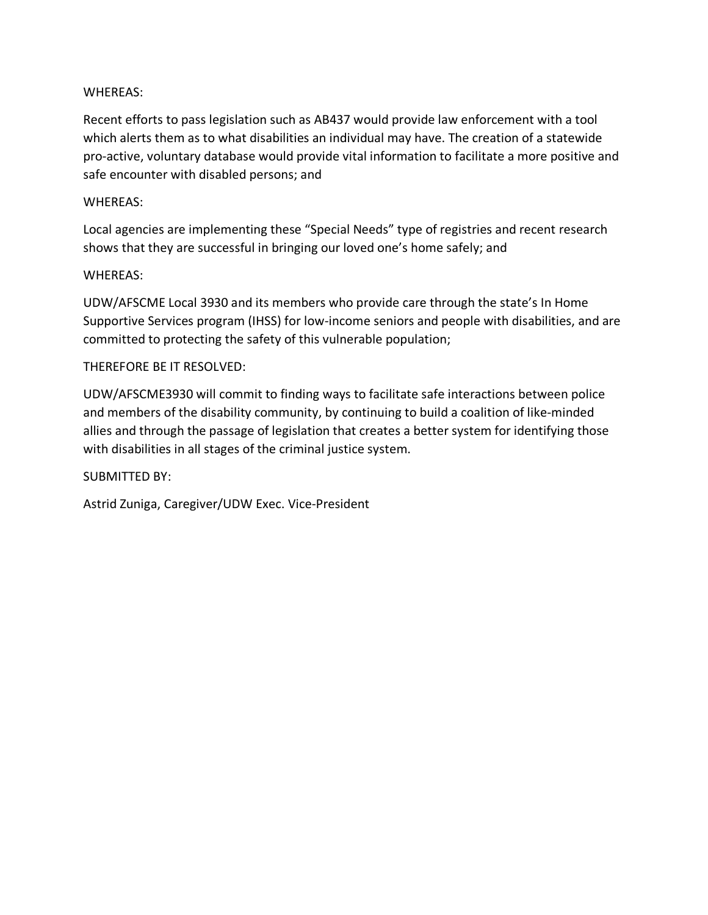WHEREAS:

Recent efforts to pass legislation such as AB437 would provide law enforcement with a tool which alerts them as to what disabilities an individual may have. The creation of a statewide pro-active, voluntary database would provide vital information to facilitate a more positive and safe encounter with disabled persons; and

WHEREAS:

Local agencies are implementing these "Special Needs" type of registries and recent research shows that they are successful in bringing our loved one's home safely; and

WHEREAS:

UDW/AFSCME Local 3930 and its members who provide care through the state's In Home Supportive Services program (IHSS) for low-income seniors and people with disabilities, and are committed to protecting the safety of this vulnerable population;

THEREFORE BE IT RESOLVED:

UDW/AFSCME3930 will commit to finding ways to facilitate safe interactions between police and members of the disability community, by continuing to build a coalition of like-minded allies and through the passage of legislation that creates a better system for identifying those with disabilities in all stages of the criminal justice system.

SUBMITTED BY:

Astrid Zuniga, Caregiver/UDW Exec. Vice-President